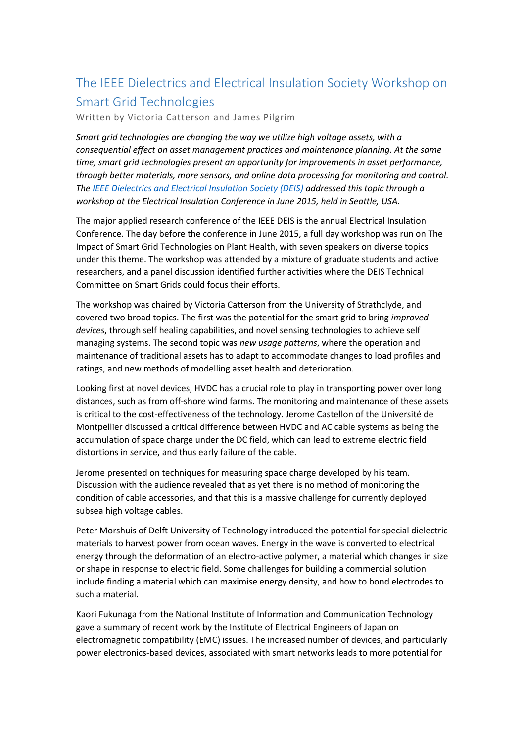# The IEEE Dielectrics and Electrical Insulation Society Workshop on Smart Grid Technologies

Written by Victoria Catterson and James Pilgrim

*Smart grid technologies are changing the way we utilize high voltage assets, with a consequential effect on asset management practices and maintenance planning. At the same time, smart grid technologies present an opportunity for improvements in asset performance, through better materials, more sensors, and online data processing for monitoring and control. The [IEEE Dielectrics and Electrical Insulation Society (DEIS)] addressed this topic through a workshop at the Electrical Insulation Conference in June 2015, held in Seattle, USA.*

The major applied research conference of the IEEE DEIS is the annual Electrical Insulation Conference. The day before the conference in June 2015, a full day workshop was run on The Impact of Smart Grid Technologies on Plant Health, with seven speakers on diverse topics under this theme. The workshop was attended by a mixture of graduate students and active researchers, and a panel discussion identified further activities where the DEIS Technical Committee on Smart Grids could focus their efforts.

The workshop was chaired by Victoria Catterson from the University of Strathclyde, and covered two broad topics. The first was the potential for the smart grid to bring *improved devices*, through self healing capabilities, and novel sensing technologies to achieve self managing systems. The second topic was *new usage patterns*, where the operation and maintenance of traditional assets has to adapt to accommodate changes to load profiles and ratings, and new methods of modelling asset health and deterioration.

Looking first at novel devices, HVDC has a crucial role to play in transporting power over long distances, such as from off-shore wind farms. The monitoring and maintenance of these assets is critical to the cost-effectiveness of the technology. Jerome Castellon of the Université de Montpellier discussed a critical difference between HVDC and AC cable systems as being the accumulation of space charge under the DC field, which can lead to extreme electric field distortions in service, and thus early failure of the cable.

Jerome presented on techniques for measuring space charge developed by his team. Discussion with the audience revealed that as yet there is no method of monitoring the condition of cable accessories, and that this is a massive challenge for currently deployed subsea high voltage cables.

Peter Morshuis of Delft University of Technology introduced the potential for special dielectric materials to harvest power from ocean waves. Energy in the wave is converted to electrical energy through the deformation of an electro-active polymer, a material which changes in size or shape in response to electric field. Some challenges for building a commercial solution include finding a material which can maximise energy density, and how to bond electrodes to such a material.

Kaori Fukunaga from the National Institute of Information and Communication Technology gave a summary of recent work by the Institute of Electrical Engineers of Japan on electromagnetic compatibility (EMC) issues. The increased number of devices, and particularly power electronics-based devices, associated with smart networks leads to more potential for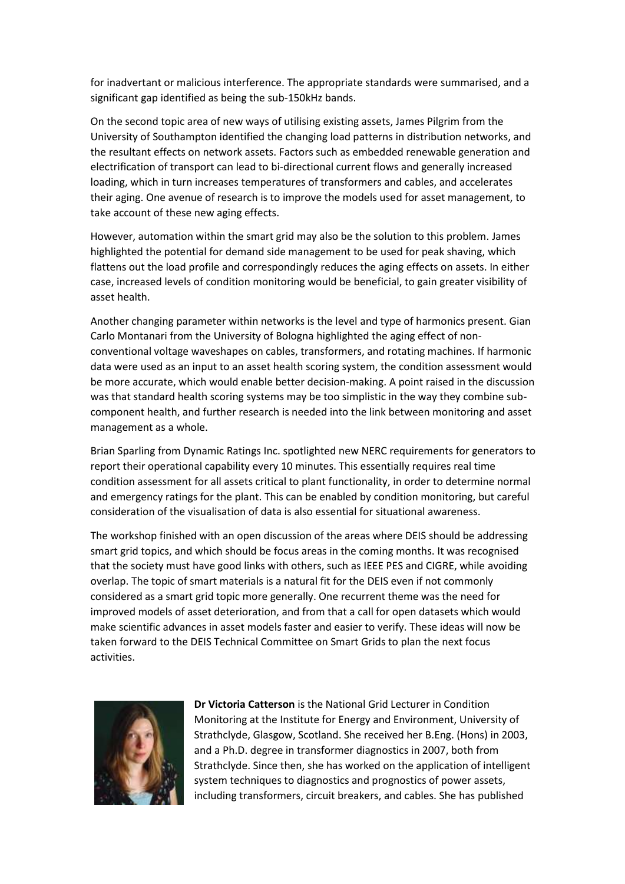for inadvertant or malicious interference. The appropriate standards were summarised, and a significant gap identified as being the sub-150kHz bands.

On the second topic area of new ways of utilising existing assets, James Pilgrim from the University of Southampton identified the changing load patterns in distribution networks, and the resultant effects on network assets. Factors such as embedded renewable generation and electrification of transport can lead to bi-directional current flows and generally increased loading, which in turn increases temperatures of transformers and cables, and accelerates their aging. One avenue of research is to improve the models used for asset management, to take account of these new aging effects.

However, automation within the smart grid may also be the solution to this problem. James highlighted the potential for demand side management to be used for peak shaving, which flattens out the load profile and correspondingly reduces the aging effects on assets. In either case, increased levels of condition monitoring would be beneficial, to gain greater visibility of asset health.

Another changing parameter within networks is the level and type of harmonics present. Gian Carlo Montanari from the University of Bologna highlighted the aging effect of non-conventional voltage waveshapes on cables, transformers, and rotating machines. If harmonic data were used as an input to an asset health scoring system, the condition assessment would be more accurate, which would enable better decision-making. A point raised in the discussion was that standard health scoring systems may be too simplistic in the way they combine sub-component health, and further research is needed into the link between monitoring and asset management as a whole.

Brian Sparling from Dynamic Ratings Inc. spotlighted new NERC requirements for generators to report their operational capability every 10 minutes. This essentially requires real time condition assessment for all assets critical to plant functionality, in order to determine normal and emergency ratings for the plant. This can be enabled by condition monitoring, but careful consideration of the visualisation of data is also essential for situational awareness.

The workshop finished with an open discussion of the areas where DEIS should be addressing smart grid topics, and which should be focus areas in the coming months. It was recognised that the society must have good links with others, such as IEEE PES and CIGRE, while avoiding overlap. The topic of smart materials is a natural fit for the DEIS even if not commonly considered as a smart grid topic more generally. One recurrent theme was the need for improved models of asset deterioration, and from that a call for open datasets which would make scientific advances in asset models faster and easier to verify. These ideas will now be taken forward to the DEIS Technical Committee on Smart Grids to plan the next focus activities.

**Dr Victoria Catterson** is the National Grid Lecturer in Condition Monitoring at the Institute for Energy and Environment, University of Strathclyde, Glasgow, Scotland. She received her B.Eng. (Hons) in 2003, and a Ph.D. degree in transformer diagnostics in 2007, both from Strathclyde. Since then, she has worked on the application of intelligent system techniques to diagnostics and prognostics of power assets, including transformers, circuit breakers, and cables. She has published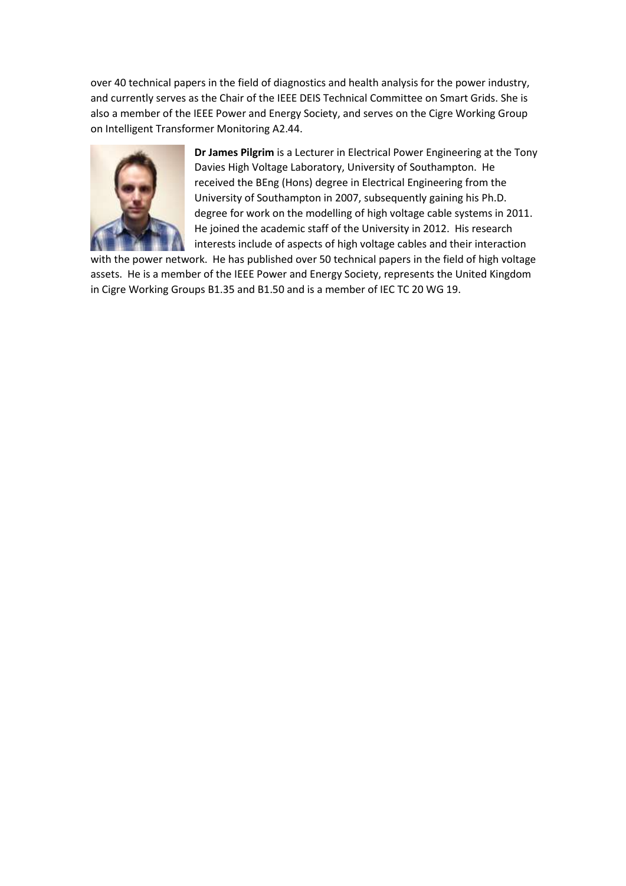over 40 technical papers in the field of diagnostics and health analysis for the power industry, and currently serves as the Chair of the IEEE DEIS Technical Committee on Smart Grids. She is also a member of the IEEE Power and Energy Society, and serves on the Cigre Working Group on Intelligent Transformer Monitoring A2.44.

**Dr James Pilgrim** is a Lecturer in Electrical Power Engineering at the Tony Davies High Voltage Laboratory, University of Southampton. He received the BEng (Hons) degree in Electrical Engineering from the University of Southampton in 2007, subsequently gaining his Ph.D. degree for work on the modelling of high voltage cable systems in 2011. He joined the academic staff of the University in 2012. His research interests include of aspects of high voltage cables and their interaction with the power network. He has published over 50 technical papers in the field of high voltage assets. He is a member of the IEEE Power and Energy Society, represents the United Kingdom in Cigre Working Groups B1.35 and B1.50 and is a member of IEC TC 20 WG 19.